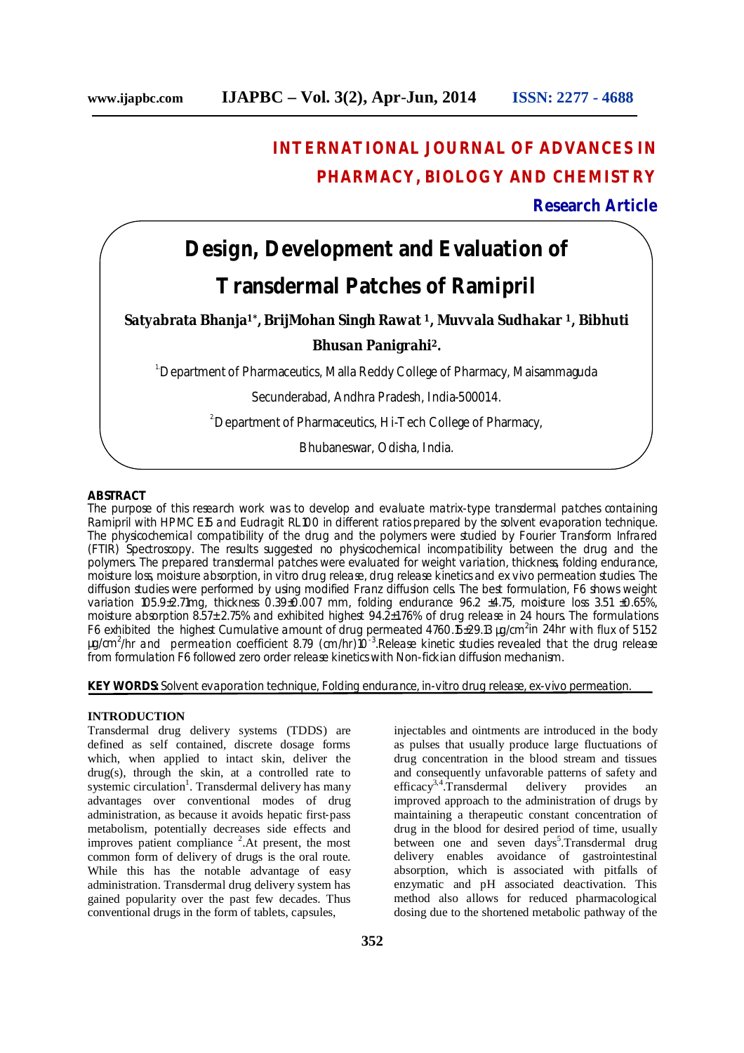# INTERNATIONAL JOURNAL OF ADVANCES IN PHARMACY, BIOLOGY AND CHEMISTRY

**Research Article**

# Design, Development and Evaluation of Transdermal Patches of Ramipril

**Satyabrata Bhanja[1]*, BrijMohan Singh Rawat [1], Muvvala Sudhakar [1], Bibhuti Bhusan Panigrahi[2].**

[1]Department of Pharmaceutics, Malla Reddy College of Pharmacy, Maisammaguda Secunderabad, Andhra Pradesh, India-500014.

[2]Department of Pharmaceutics, Hi-Tech College of Pharmacy, Bhubaneswar, Odisha, India.

## ABSTRACT

The purpose of this research work was to develop and evaluate matrix-type transdermal patches containing Ramipril with HPMC E15 and Eudragit RL100 in different ratios prepared by the solvent evaporation technique. The physicochemical compatibility of the drug and the polymers were studied by Fourier Transform Infrared (FTIR) Spectroscopy. The results suggested no physicochemical incompatibility between the drug and the polymers. The prepared transdermal patches were evaluated for weight variation, thickness, folding endurance, moisture loss, moisture absorption, in vitro drug release, drug release kinetics and ex vivo permeation studies. The diffusion studies were performed by using modified Franz diffusion cells. The best formulation, F6 shows weight variation 105.9±2.71mg, thickness 0.39±0.007 mm, folding endurance 96.2 ±4.75, moisture loss 3.51 ±0.65%, moisture absorption 8.57± 2.75% and exhibited highest 94.2±176% of drug release in 24 hours. The formulations F6 exhibited the highest Cumulative amount of drug permeated 4760.15±29.13 µg/cm$^2$in 24hr with flux of 51.52 µg/cm$^2$/hr and permeation coefficient 8.79 (cm/hr)$10^{-3}$.Release kinetic studies revealed that the drug release from formulation F6 followed zero order release kinetics with Non-fickian diffusion mechanism.

**KEY WORDS:** Solvent evaporation technique, Folding endurance, in-vitro drug release, ex-vivo permeation.

## INTRODUCTION

Transdermal drug delivery systems (TDDS) are defined as self contained, discrete dosage forms which, when applied to intact skin, deliver the drug(s), through the skin, at a controlled rate to systemic circulation[1]. Transdermal delivery has many advantages over conventional modes of drug administration, as because it avoids hepatic first-pass metabolism, potentially decreases side effects and improves patient compliance [2].At present, the most common form of delivery of drugs is the oral route. While this has the notable advantage of easy administration. Transdermal drug delivery system has gained popularity over the past few decades. Thus conventional drugs in the form of tablets, capsules, injectables and ointments are introduced in the body as pulses that usually produce large fluctuations of drug concentration in the blood stream and tissues and consequently unfavorable patterns of safety and efficacy[3,4].Transdermal delivery provides an improved approach to the administration of drugs by maintaining a therapeutic constant concentration of drug in the blood for desired period of time, usually between one and seven days[5].Transdermal drug delivery enables avoidance of gastrointestinal absorption, which is associated with pitfalls of enzymatic and pH associated deactivation. This method also allows for reduced pharmacological dosing due to the shortened metabolic pathway of the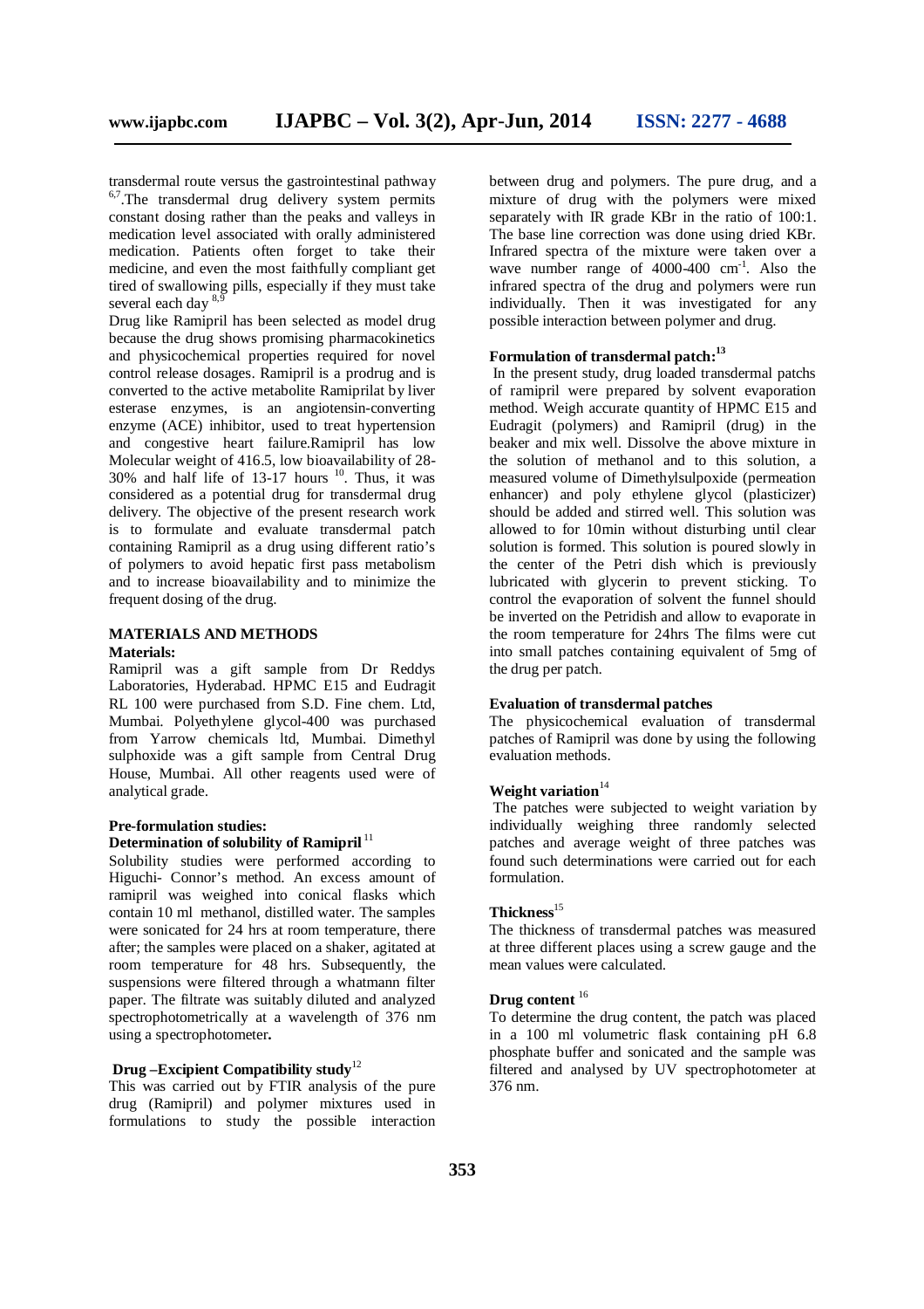transdermal route versus the gastrointestinal pathway [6,7].The transdermal drug delivery system permits constant dosing rather than the peaks and valleys in medication level associated with orally administered medication. Patients often forget to take their medicine, and even the most faithfully compliant get tired of swallowing pills, especially if they must take several each day [8,9]

Drug like Ramipril has been selected as model drug because the drug shows promising pharmacokinetics and physicochemical properties required for novel control release dosages. Ramipril is a prodrug and is converted to the active metabolite Ramiprilat by liver esterase enzymes, is an angiotensin-converting enzyme (ACE) inhibitor, used to treat hypertension and congestive heart failure.Ramipril has low Molecular weight of 416.5, low bioavailability of 28-30% and half life of 13-17 hours [10]. Thus, it was considered as a potential drug for transdermal drug delivery. The objective of the present research work is to formulate and evaluate transdermal patch containing Ramipril as a drug using different ratio's of polymers to avoid hepatic first pass metabolism and to increase bioavailability and to minimize the frequent dosing of the drug.

## MATERIALS AND METHODS

### Materials:

Ramipril was a gift sample from Dr Reddys Laboratories, Hyderabad. HPMC E15 and Eudragit RL 100 were purchased from S.D. Fine chem. Ltd, Mumbai. Polyethylene glycol-400 was purchased from Yarrow chemicals ltd, Mumbai. Dimethyl sulphoxide was a gift sample from Central Drug House, Mumbai. All other reagents used were of analytical grade.

### Pre-formulation studies:

### Determination of solubility of Ramipril [11]

Solubility studies were performed according to Higuchi- Connor's method. An excess amount of ramipril was weighed into conical flasks which contain 10 ml methanol, distilled water. The samples were sonicated for 24 hrs at room temperature, there after; the samples were placed on a shaker, agitated at room temperature for 48 hrs. Subsequently, the suspensions were filtered through a whatmann filter paper. The filtrate was suitably diluted and analyzed spectrophotometrically at a wavelength of 376 nm using a spectrophotometer**.**

### Drug –Excipient Compatibility study[12]

This was carried out by FTIR analysis of the pure drug (Ramipril) and polymer mixtures used in formulations to study the possible interaction between drug and polymers. The pure drug, and a mixture of drug with the polymers were mixed separately with IR grade KBr in the ratio of 100:1. The base line correction was done using dried KBr. Infrared spectra of the mixture were taken over a wave number range of 4000-400 cm$^{-1}$. Also the infrared spectra of the drug and polymers were run individually. Then it was investigated for any possible interaction between polymer and drug.

### Formulation of transdermal patch:[13]

In the present study, drug loaded transdermal patchs of ramipril were prepared by solvent evaporation method. Weigh accurate quantity of HPMC E15 and Eudragit (polymers) and Ramipril (drug) in the beaker and mix well. Dissolve the above mixture in the solution of methanol and to this solution, a measured volume of Dimethylsulpoxide (permeation enhancer) and poly ethylene glycol (plasticizer) should be added and stirred well. This solution was allowed to for 10min without disturbing until clear solution is formed. This solution is poured slowly in the center of the Petri dish which is previously lubricated with glycerin to prevent sticking. To control the evaporation of solvent the funnel should be inverted on the Petridish and allow to evaporate in the room temperature for 24hrs The films were cut into small patches containing equivalent of 5mg of the drug per patch.

### Evaluation of transdermal patches

The physicochemical evaluation of transdermal patches of Ramipril was done by using the following evaluation methods.

### Weight variation[14]

The patches were subjected to weight variation by individually weighing three randomly selected patches and average weight of three patches was found such determinations were carried out for each formulation.

### Thickness[15]

The thickness of transdermal patches was measured at three different places using a screw gauge and the mean values were calculated.

### Drug content [16]

To determine the drug content, the patch was placed in a 100 ml volumetric flask containing pH 6.8 phosphate buffer and sonicated and the sample was filtered and analysed by UV spectrophotometer at 376 nm.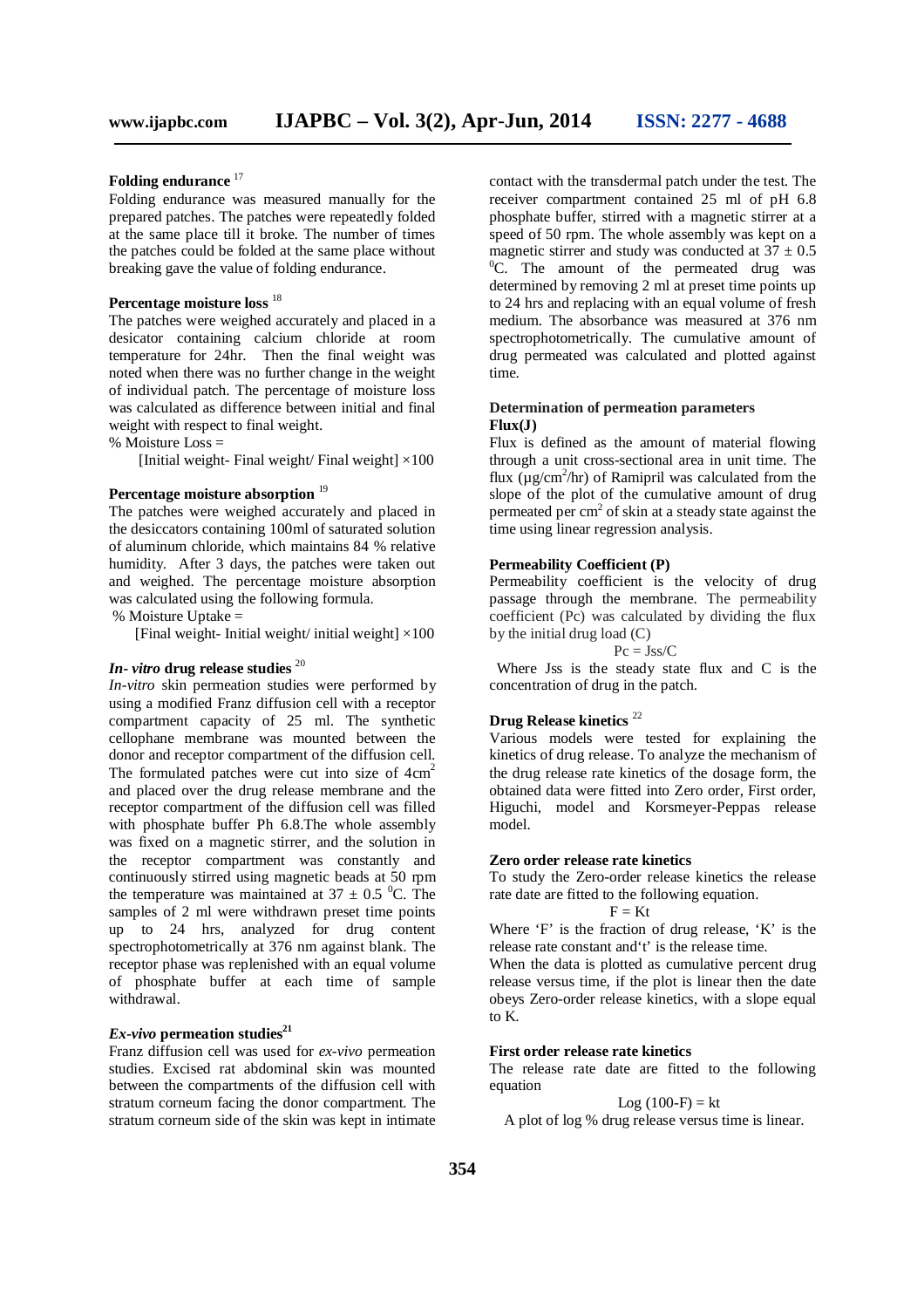### Folding endurance [17]

Folding endurance was measured manually for the prepared patches. The patches were repeatedly folded at the same place till it broke. The number of times the patches could be folded at the same place without breaking gave the value of folding endurance.

### Percentage moisture loss [18]

The patches were weighed accurately and placed in a desicator containing calcium chloride at room temperature for 24hr. Then the final weight was noted when there was no further change in the weight of individual patch. The percentage of moisture loss was calculated as difference between initial and final weight with respect to final weight.

% Moisture Loss =

[Initial weight- Final weight/ Final weight] ×100

### Percentage moisture absorption [19]

The patches were weighed accurately and placed in the desiccators containing 100ml of saturated solution of aluminum chloride, which maintains 84 % relative humidity. After 3 days, the patches were taken out and weighed. The percentage moisture absorption was calculated using the following formula.

% Moisture Uptake =

[Final weight- Initial weight/ initial weight] ×100

### *In- vitro* drug release studies [20]

*In-vitro* skin permeation studies were performed by using a modified Franz diffusion cell with a receptor compartment capacity of 25 ml. The synthetic cellophane membrane was mounted between the donor and receptor compartment of the diffusion cell. The formulated patches were cut into size of 4cm$^2$ and placed over the drug release membrane and the receptor compartment of the diffusion cell was filled with phosphate buffer Ph 6.8.The whole assembly was fixed on a magnetic stirrer, and the solution in the receptor compartment was constantly and continuously stirred using magnetic beads at 50 rpm the temperature was maintained at $37 \pm 0.5$ $^0$C. The samples of 2 ml were withdrawn preset time points up to 24 hrs, analyzed for drug content spectrophotometrically at 376 nm against blank. The receptor phase was replenished with an equal volume of phosphate buffer at each time of sample withdrawal.

### *Ex-vivo* permeation studies[21]

Franz diffusion cell was used for *ex-vivo* permeation studies. Excised rat abdominal skin was mounted between the compartments of the diffusion cell with stratum corneum facing the donor compartment. The stratum corneum side of the skin was kept in intimate contact with the transdermal patch under the test. The receiver compartment contained 25 ml of pH 6.8 phosphate buffer, stirred with a magnetic stirrer at a speed of 50 rpm. The whole assembly was kept on a magnetic stirrer and study was conducted at $37 \pm 0.5$ $^0$C. The amount of the permeated drug was determined by removing 2 ml at preset time points up to 24 hrs and replacing with an equal volume of fresh medium. The absorbance was measured at 376 nm spectrophotometrically. The cumulative amount of drug permeated was calculated and plotted against time.

### Determination of permeation parameters

**Flux(J)**

Flux is defined as the amount of material flowing through a unit cross-sectional area in unit time. The flux (µg/cm$^2$/hr) of Ramipril was calculated from the slope of the plot of the cumulative amount of drug permeated per cm$^2$ of skin at a steady state against the time using linear regression analysis.

**Permeability Coefficient (P)**

Permeability coefficient is the velocity of drug passage through the membrane. The permeability coefficient (Pc) was calculated by dividing the flux by the initial drug load (C)

$$Pc = Jss/C$$

Where Jss is the steady state flux and C is the concentration of drug in the patch.

### Drug Release kinetics [22]

Various models were tested for explaining the kinetics of drug release. To analyze the mechanism of the drug release rate kinetics of the dosage form, the obtained data were fitted into Zero order, First order, Higuchi, model and Korsmeyer-Peppas release model.

### Zero order release rate kinetics

To study the Zero-order release kinetics the release rate date are fitted to the following equation.

$$F = Kt$$

Where 'F' is the fraction of drug release, 'K' is the release rate constant and't' is the release time.

When the data is plotted as cumulative percent drug release versus time, if the plot is linear then the date obeys Zero-order release kinetics, with a slope equal to K.

### First order release rate kinetics

The release rate date are fitted to the following equation

$$\text{Log } (100\text{-}F) = kt$$

A plot of log % drug release versus time is linear.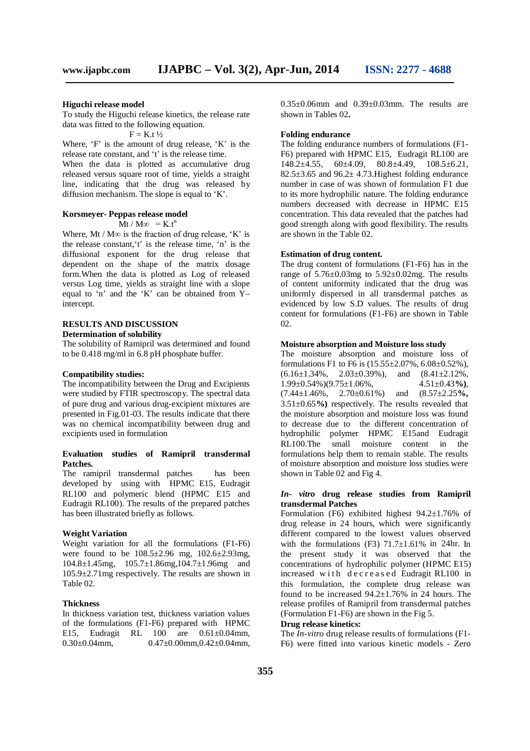### Higuchi release model

To study the Higuchi release kinetics, the release rate data was fitted to the following equation.

$$F = K.t^{1/2}$$

Where, 'F' is the amount of drug release, 'K' is the release rate constant, and 't' is the release time.

When the data is plotted as accumulative drug released versus square root of time, yields a straight line, indicating that the drug was released by diffusion mechanism. The slope is equal to 'K'.

### Korsmeyer- Peppas release model

$$M_t / M_\infty = K.t^n$$

Where, $M_t / M_\infty$ is the fraction of drug release, 'K' is the release constant,'t' is the release time, 'n' is the diffusional exponent for the drug release that dependent on the shape of the matrix dosage form.When the data is plotted as Log of released versus Log time, yields as straight line with a slope equal to 'n' and the 'K' can be obtained from Y–intercept.

## RESULTS AND DISCUSSION

### Determination of solubility

The solubility of Ramipril was determined and found to be 0.418 mg/ml in 6.8 pH phosphate buffer.

### Compatibility studies:

The incompatibility between the Drug and Excipients were studied by FTIR spectroscopy. The spectral data of pure drug and various drug-excipient mixtures are presented in Fig.01-03. The results indicate that there was no chemical incompatibility between drug and excipients used in formulation

### Evaluation studies of Ramipril transdermal Patches.

The ramipril transdermal patches has been developed by using with HPMC E15, Eudragit RL100 and polymeric blend (HPMC E15 and Eudragit RL100). The results of the prepared patches has been illustrated briefly as follows.

### Weight Variation

Weight variation for all the formulations (F1-F6) were found to be 108.5±2.96 mg, 102.6±2.93mg, 104.8±1.45mg, 105.7±1.86mg,104.7±1.96mg and 105.9±2.71mg respectively. The results are shown in Table 02.

### Thickness

In thickness variation test, thickness variation values of the formulations (F1-F6) prepared with HPMC E15, Eudragit RL 100 are 0.61±0.04mm, 0.30±0.04mm, 0.47±0.00mm,0.42±0.04mm, 0.35±0.06mm and 0.39±0.03mm. The results are shown in Tables 02**.**

### Folding endurance

The folding endurance numbers of formulations (F1-F6) prepared with HPMC E15, Eudragit RL100 are 148.2±4.55, 60±4.09, 80.8±4.49, 108.5±6.21, 82.5±3.65 and 96.2± 4.73.Highest folding endurance number in case of was shown of formulation F1 due to its more hydrophilic nature. The folding endurance numbers decreased with decrease in HPMC E15 concentration. This data revealed that the patches had good strength along with good flexibility. The results are shown in the Table 02.

### Estimation of drug content.

The drug content of formulations (F1-F6) has in the range of 5.76±0.03mg to 5.92±0.02mg. The results of content uniformity indicated that the drug was uniformly dispersed in all transdermal patches as evidenced by low S.D values. The results of drug content for formulations (F1-F6) are shown in Table 02.

### Moisture absorption and Moisture loss study

The moisture absorption and moisture loss of formulations F1 to F6 is (15.55±2.07%, 6.08±0.52%), (6.16±1.34%, 2.03±0.39%), and (8.41±2.12%, 1.99±0.54%)(9.75±1.06%, 4.51±0.43**%)**, (7.44±1.46%, 2.70±0.61%) and (8.57±2.25**%,** 3.51±0.65**%)** respectively. The results revealed that the moisture absorption and moisture loss was found to decrease due to the different concentration of hydrophilic polymer HPMC E15and Eudragit RL100.The small moisture content in the formulations help them to remain stable. The results of moisture absorption and moisture loss studies were shown in Table 02 and Fig 4.

### *In- vitro* drug release studies from Ramipril transdermal Patches

Formulation (F6) exhibited highest 94.2±1.76% of drug release in 24 hours, which were significantly different compared to the lowest values observed with the formulations (F3) 71.7±1.61% in 24hr. In the present study it was observed that the concentrations of hydrophilic polymer (HPMC E15) increased with decreased Eudragit RL100 in this formulation, the complete drug release was found to be increased 94.2±1.76% in 24 hours. The release profiles of Ramipril from transdermal patches (Formulation F1-F6) are shown in the Fig 5.

### Drug release kinetics:

The *In-vitro* drug release results of formulations (F1-F6) were fitted into various kinetic models - Zero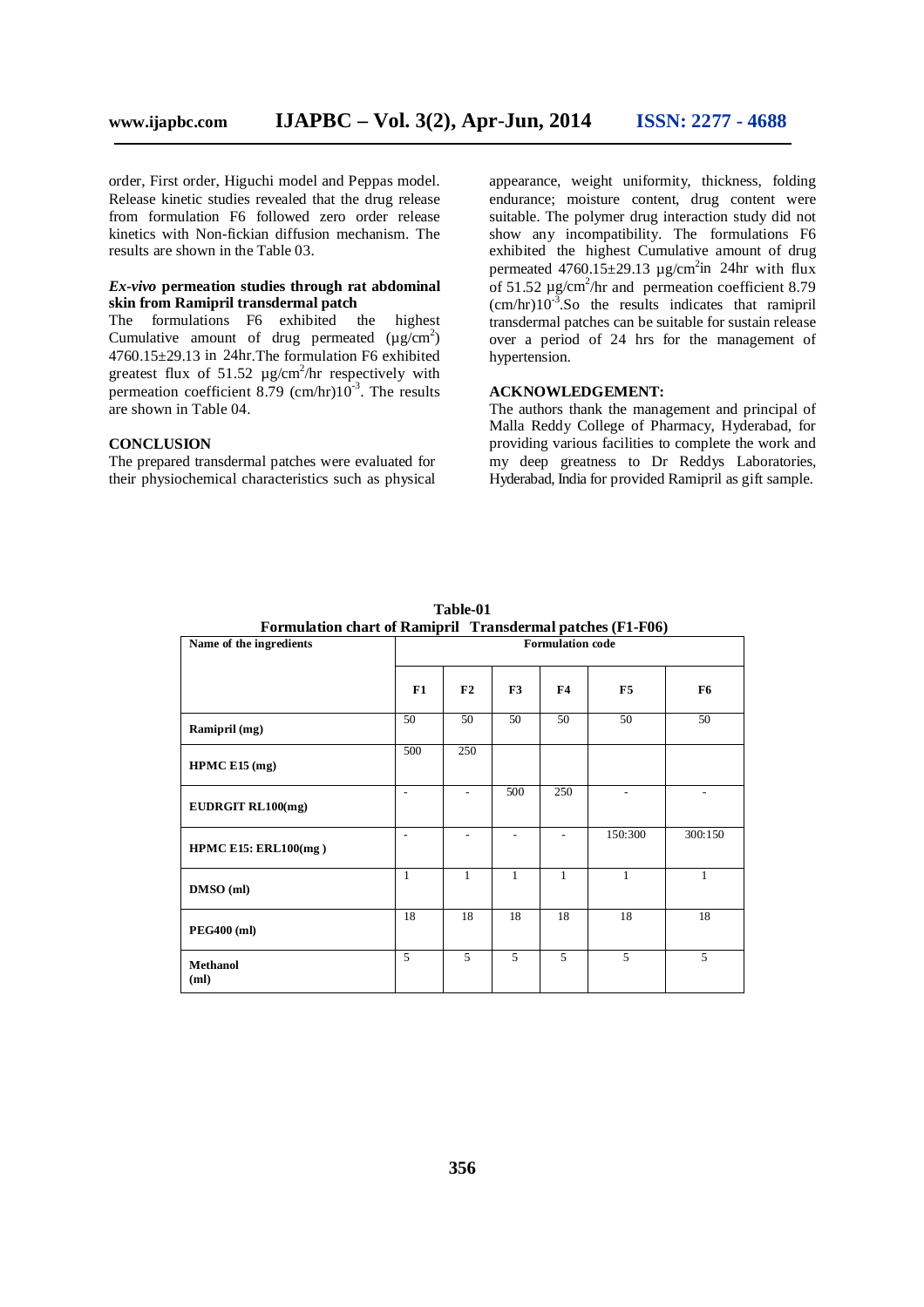order, First order, Higuchi model and Peppas model. Release kinetic studies revealed that the drug release from formulation F6 followed zero order release kinetics with Non-fickian diffusion mechanism. The results are shown in the Table 03.

### *Ex-vivo* permeation studies through rat abdominal skin from Ramipril transdermal patch

The formulations F6 exhibited the highest Cumulative amount of drug permeated ($\mu g/cm^2$) 4760.15±29.13 in 24hr.The formulation F6 exhibited greatest flux of 51.52 $\mu g/cm^2$/hr respectively with permeation coefficient 8.79 (cm/hr)$10^{-3}$. The results are shown in Table 04.

## CONCLUSION

The prepared transdermal patches were evaluated for their physiochemical characteristics such as physical appearance, weight uniformity, thickness, folding endurance; moisture content, drug content were suitable. The polymer drug interaction study did not show any incompatibility. The formulations F6 exhibited the highest Cumulative amount of drug permeated 4760.15±29.13 $\mu g/cm^2$in 24hr with flux of 51.52 $\mu g/cm^2$/hr and permeation coefficient 8.79 (cm/hr)$10^{-3}$.So the results indicates that ramipril transdermal patches can be suitable for sustain release over a period of 24 hrs for the management of hypertension.

## ACKNOWLEDGEMENT:

The authors thank the management and principal of Malla Reddy College of Pharmacy, Hyderabad, for providing various facilities to complete the work and my deep greatness to Dr Reddys Laboratories, Hyderabad, India for provided Ramipril as gift sample.

**Table-01**
**Formulation chart of Ramipril Transdermal patches (F1-F06)**

| Name of the ingredients | Formulation code | | | | | |
|---|---|---|---|---|---|---|
| | F1 | F2 | F3 | F4 | F5 | F6 |
| Ramipril (mg) | 50 | 50 | 50 | 50 | 50 | 50 |
| HPMC E15 (mg) | 500 | 250 | | | | |
| EUDRGIT RL100(mg) | - | - | 500 | 250 | - | - |
| HPMC E15: ERL100(mg ) | - | - | - | - | 150:300 | 300:150 |
| DMSO (ml) | 1 | 1 | 1 | 1 | 1 | 1 |
| PEG400 (ml) | 18 | 18 | 18 | 18 | 18 | 18 |
| Methanol (ml) | 5 | 5 | 5 | 5 | 5 | 5 |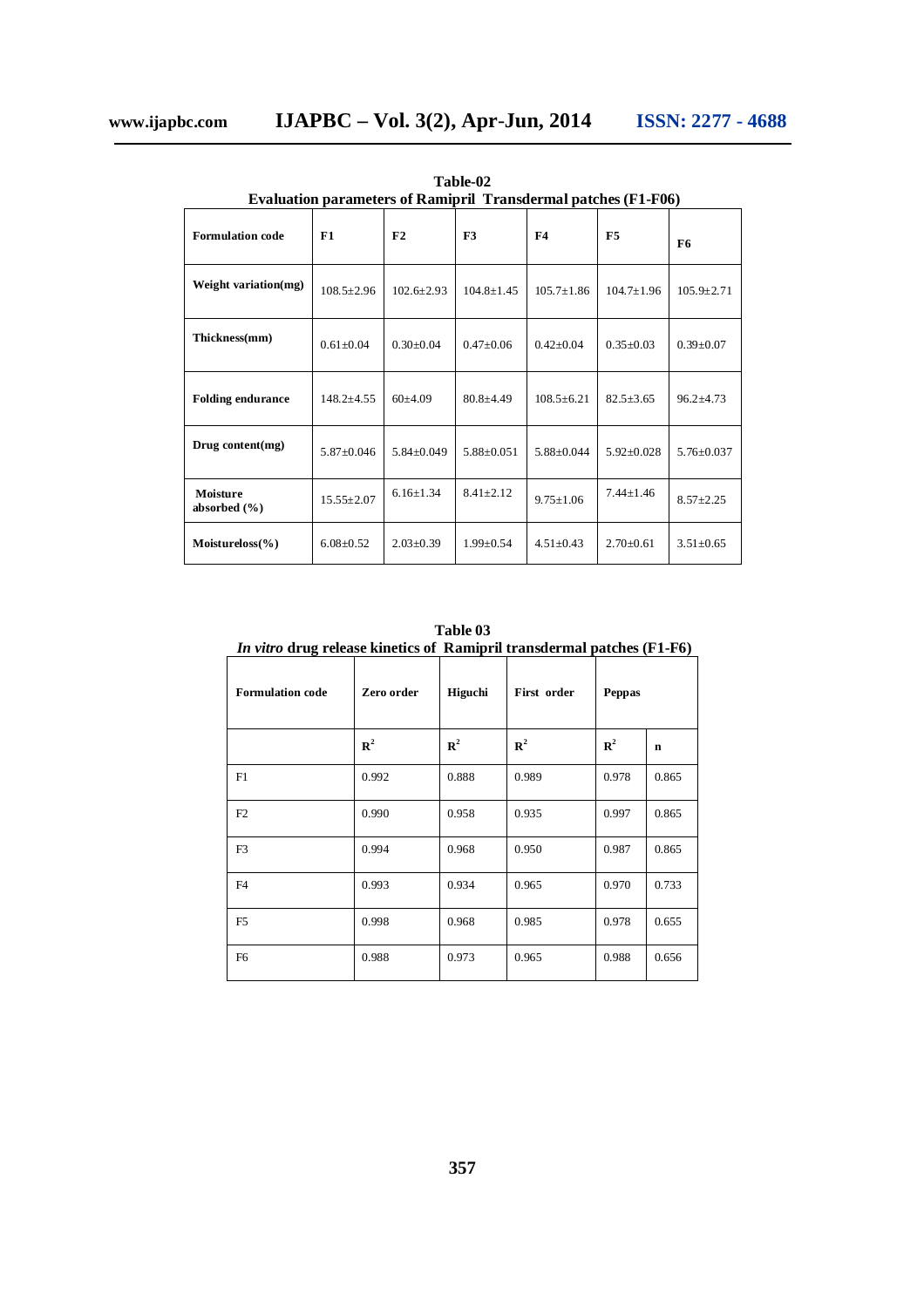**Table-02**
**Evaluation parameters of Ramipril Transdermal patches (F1-F06)**

| Formulation code | F1 | F2 | F3 | F4 | F5 | F6 |
|---|---|---|---|---|---|---|
| **Weight variation(mg)** | 108.5±2.96 | 102.6±2.93 | 104.8±1.45 | 105.7±1.86 | 104.7±1.96 | 105.9±2.71 |
| **Thickness(mm)** | 0.61±0.04 | 0.30±0.04 | 0.47±0.06 | 0.42±0.04 | 0.35±0.03 | 0.39±0.07 |
| **Folding endurance** | 148.2±4.55 | 60±4.09 | 80.8±4.49 | 108.5±6.21 | 82.5±3.65 | 96.2±4.73 |
| **Drug content(mg)** | 5.87±0.046 | 5.84±0.049 | 5.88±0.051 | 5.88±0.044 | 5.92±0.028 | 5.76±0.037 |
| **Moisture absorbed (%)** | 15.55±2.07 | 6.16±1.34 | 8.41±2.12 | 9.75±1.06 | 7.44±1.46 | 8.57±2.25 |
| **Moistureloss(%)** | 6.08±0.52 | 2.03±0.39 | 1.99±0.54 | 4.51±0.43 | 2.70±0.61 | 3.51±0.65 |

**Table 03**
***In vitro* drug release kinetics of Ramipril transdermal patches (F1-F6)**

| Formulation code | Zero order | Higuchi | First order | Peppas | |
|---|---|---|---|---|---|
| | $R^2$ | $R^2$ | $R^2$ | $R^2$ | n |
| F1 | 0.992 | 0.888 | 0.989 | 0.978 | 0.865 |
| F2 | 0.990 | 0.958 | 0.935 | 0.997 | 0.865 |
| F3 | 0.994 | 0.968 | 0.950 | 0.987 | 0.865 |
| F4 | 0.993 | 0.934 | 0.965 | 0.970 | 0.733 |
| F5 | 0.998 | 0.968 | 0.985 | 0.978 | 0.655 |
| F6 | 0.988 | 0.973 | 0.965 | 0.988 | 0.656 |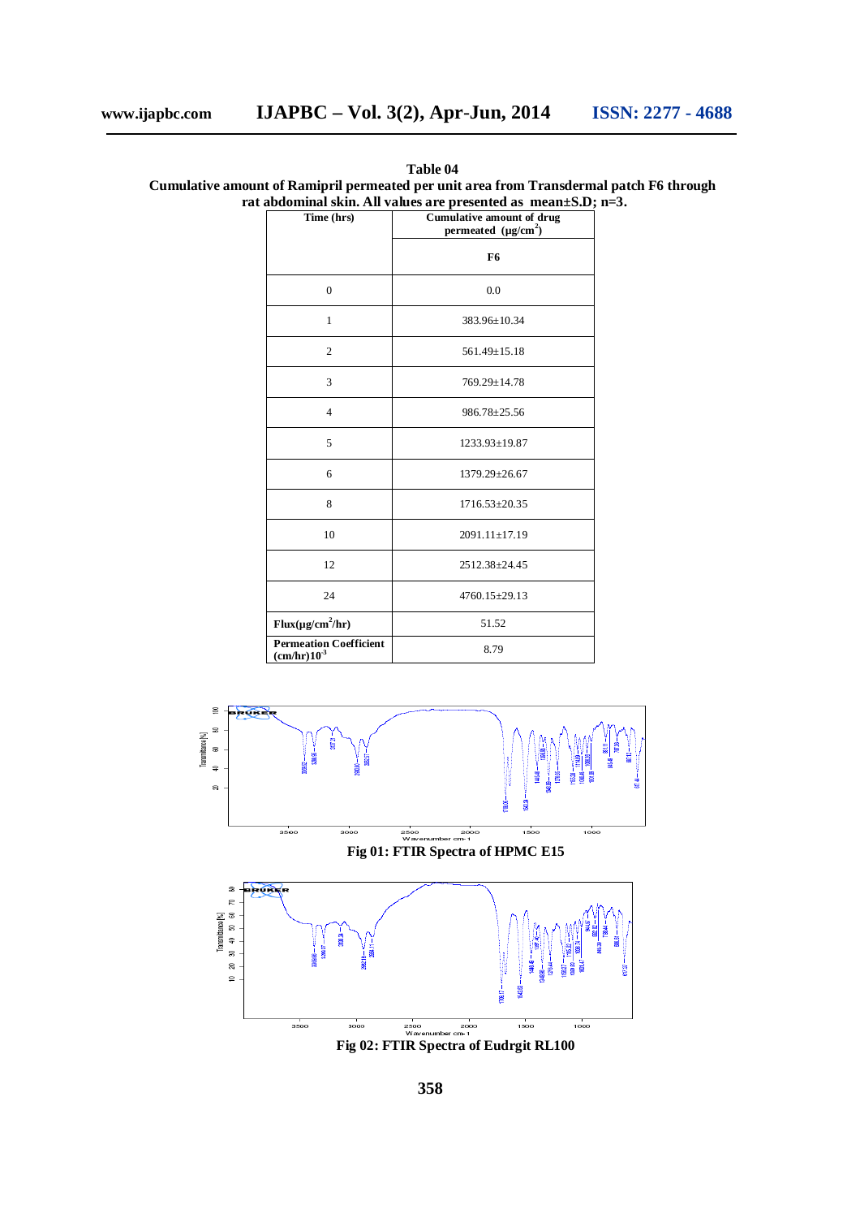**Table 04**

**Cumulative amount of Ramipril permeated per unit area from Transdermal patch F6 through rat abdominal skin. All values are presented as mean±S.D; n=3.**

| Time (hrs) | Cumulative amount of drug permeated ($\mu g/cm^2$) |
|---|---|
| | **F6** |
| 0 | 0.0 |
| 1 | 383.96±10.34 |
| 2 | 561.49±15.18 |
| 3 | 769.29±14.78 |
| 4 | 986.78±25.56 |
| 5 | 1233.93±19.87 |
| 6 | 1379.29±26.67 |
| 8 | 1716.53±20.35 |
| 10 | 2091.11±17.19 |
| 12 | 2512.38±24.45 |
| 24 | 4760.15±29.13 |
| **Flux($\mu g/cm^2/hr$)** | 51.52 |
| **Permeation Coefficient (cm/hr)$10^{-3}$** | 8.79 |

**Fig 01: FTIR Spectra of HPMC E15**

**Fig 02: FTIR Spectra of Eudrgit RL100**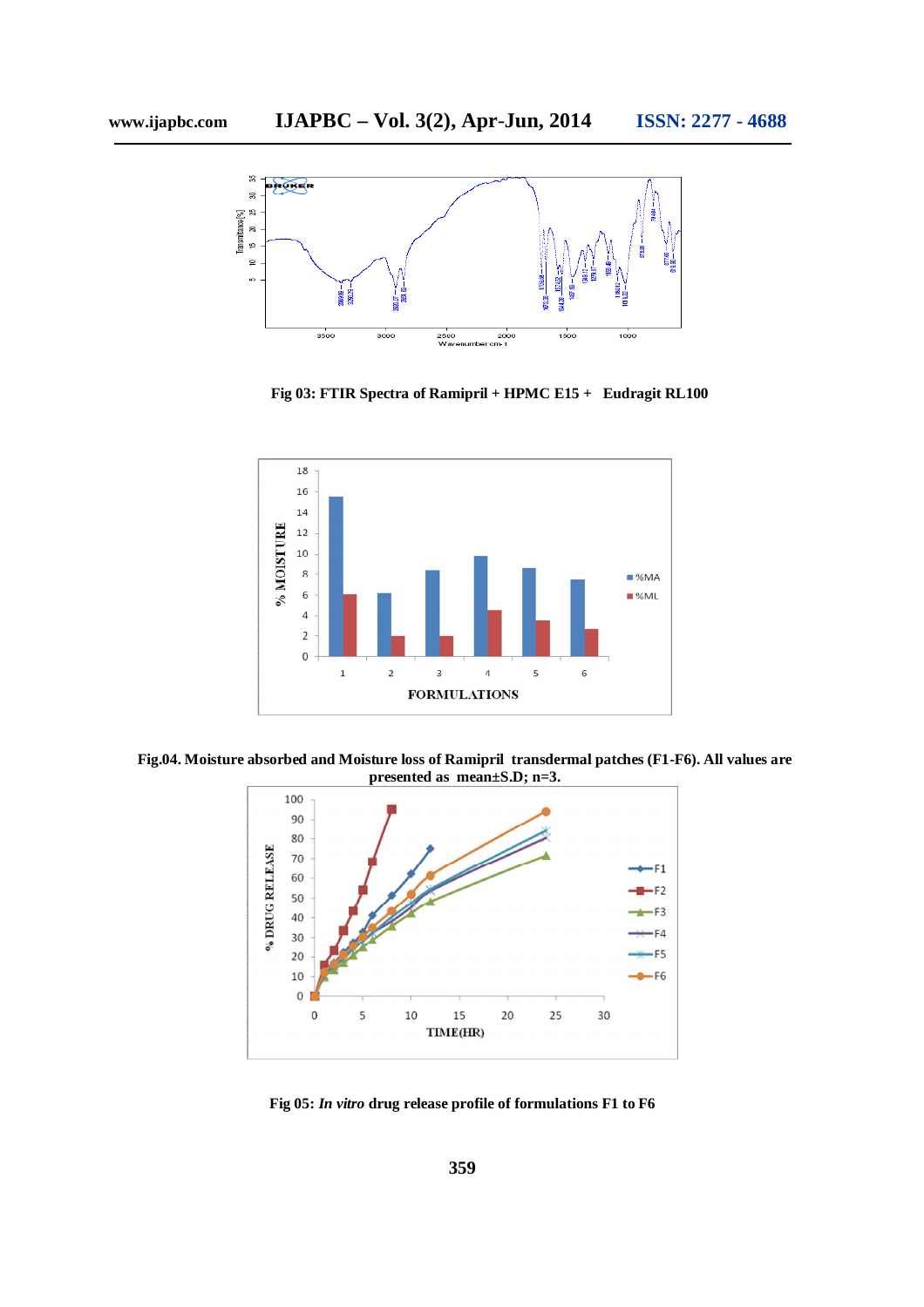Fig 03: FTIR Spectra of Ramipril + HPMC E15 + Eudragit RL100

Fig.04. Moisture absorbed and Moisture loss of Ramipril transdermal patches (F1-F6). All values are presented as mean±S.D; n=3.

Fig 05: *In vitro* drug release profile of formulations F1 to F6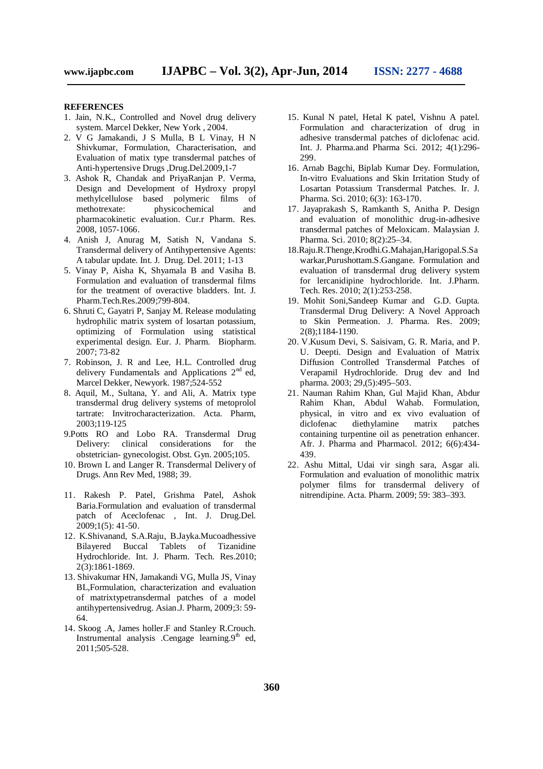**REFERENCES**

1. Jain, N.K., Controlled and Novel drug delivery system. Marcel Dekker, New York , 2004.
2. V G Jamakandi, J S Mulla, B L Vinay, H N Shivkumar, Formulation, Characterisation, and Evaluation of matix type transdermal patches of Anti-hypertensive Drugs ,Drug.Del.2009,1-7
3. Ashok R, Chandak and PriyaRanjan P. Verma, Design and Development of Hydroxy propyl methylcellulose based polymeric films of methotrexate: physicochemical and pharmacokinetic evaluation. Cur.r Pharm. Res. 2008, 1057-1066.
4. Anish J, Anurag M, Satish N, Vandana S. Transdermal delivery of Antihypertensive Agents: A tabular update. Int. J. Drug. Del. 2011; 1-13
5. Vinay P, Aisha K, Shyamala B and Vasiha B. Formulation and evaluation of transdermal films for the treatment of overactive bladders. Int. J. Pharm.Tech.Res.2009;799-804.
6. Shruti C, Gayatri P, Sanjay M. Release modulating hydrophilic matrix system of losartan potassium, optimizing of Formulation using statistical experimental design. Eur. J. Pharm. Biopharm. 2007; 73-82
7. Robinson, J. R and Lee, H.L. Controlled drug delivery Fundamentals and Applications 2nd ed, Marcel Dekker, Newyork. 1987;524-552
8. Aquil, M., Sultana, Y. and Ali, A. Matrix type transdermal drug delivery systems of metoprolol tartrate: Invitrocharacterization. Acta. Pharm, 2003;119-125
9. Potts RO and Lobo RA. Transdermal Drug Delivery: clinical considerations for the obstetrician- gynecologist. Obst. Gyn. 2005;105.
10. Brown L and Langer R. Transdermal Delivery of Drugs. Ann Rev Med, 1988; 39.
11. Rakesh P. Patel, Grishma Patel, Ashok Baria.Formulation and evaluation of transdermal patch of Aceclofenac , Int. J. Drug.Del. 2009;1(5): 41-50.
12. K.Shivanand, S.A.Raju, B.Jayka.Mucoadhessive Bilayered Buccal Tablets of Tizanidine Hydrochloride. Int. J. Pharm. Tech. Res.2010; 2(3):1861-1869.
13. Shivakumar HN, Jamakandi VG, Mulla JS, Vinay BL,Formulation, characterization and evaluation of matrixtypetransdermal patches of a model antihypertensivedrug. Asian.J. Pharm, 2009;3: 59-64.
14. Skoog .A, James holler.F and Stanley R.Crouch. Instrumental analysis .Cengage learning.9th ed, 2011;505-528.
15. Kunal N patel, Hetal K patel, Vishnu A patel. Formulation and characterization of drug in adhesive transdermal patches of diclofenac acid. Int. J. Pharma.and Pharma Sci. 2012; 4(1):296-299.
16. Arnab Bagchi, Biplab Kumar Dey. Formulation, In-vitro Evaluations and Skin Irritation Study of Losartan Potassium Transdermal Patches. Ir. J. Pharma. Sci. 2010; 6(3): 163-170.
17. Jayaprakash S, Ramkanth S, Anitha P. Design and evaluation of monolithic drug-in-adhesive transdermal patches of Meloxicam. Malaysian J. Pharma. Sci. 2010; 8(2):25–34.
18. Raju.R.Thenge,Krodhi.G.Mahajan,Harigopal.S.Sawarkar,Purushottam.S.Gangane. Formulation and evaluation of transdermal drug delivery system for lercanidipine hydrochloride. Int. J.Pharm. Tech. Res. 2010; 2(1):253-258.
19. Mohit Soni,Sandeep Kumar and G.D. Gupta. Transdermal Drug Delivery: A Novel Approach to Skin Permeation. J. Pharma. Res. 2009; 2(8);1184-1190.
20. V.Kusum Devi, S. Saisivam, G. R. Maria, and P. U. Deepti. Design and Evaluation of Matrix Diffusion Controlled Transdermal Patches of Verapamil Hydrochloride. Drug dev and Ind pharma. 2003; 29,(5):495–503.
21. Nauman Rahim Khan, Gul Majid Khan, Abdur Rahim Khan, Abdul Wahab. Formulation, physical, in vitro and ex vivo evaluation of diclofenac diethylamine matrix patches containing turpentine oil as penetration enhancer. Afr. J. Pharma and Pharmacol. 2012; 6(6):434-439.
22. Ashu Mittal, Udai vir singh sara, Asgar ali. Formulation and evaluation of monolithic matrix polymer films for transdermal delivery of nitrendipine. Acta. Pharm. 2009; 59: 383–393.